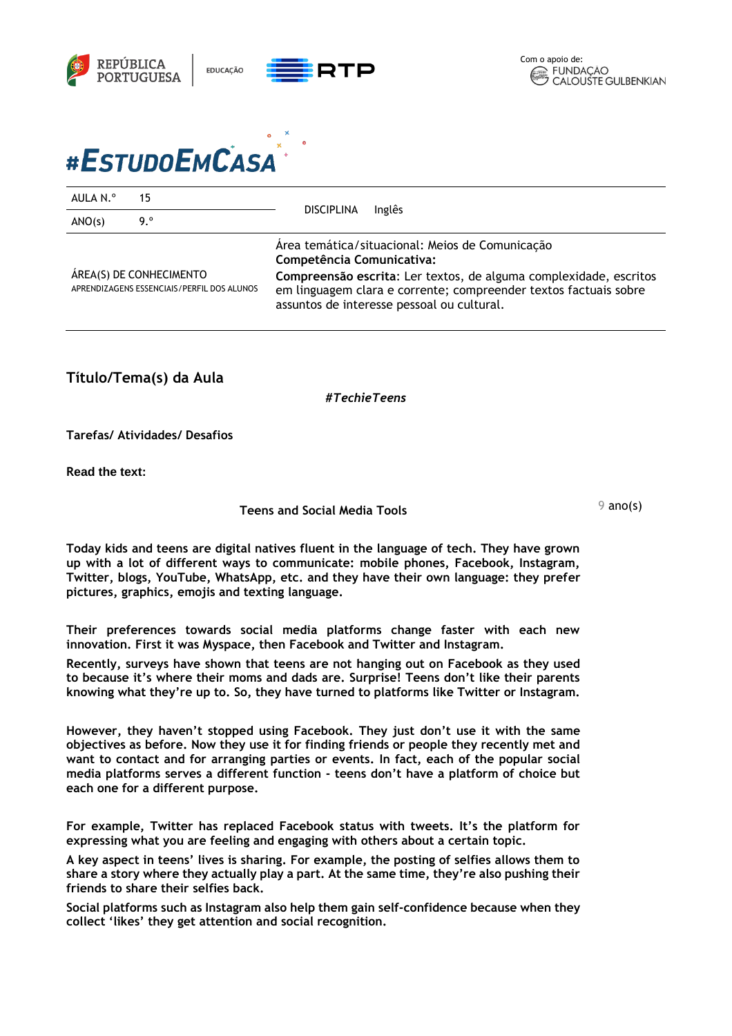REPÚBLICA PORTUGUESA | EDUCAÇÃO | RTP

Com o apoio de: FUNDAÇÃO CALOUSTE GULBENKIAN

# #EstudoEmCasa

| AULA N.º | 15 | DISCIPLINA | Inglês |
| --- | --- | --- | --- |
| ANO(s) | 9.º | | |
| ÁREA(S) DE CONHECIMENTO<br>APRENDIZAGENS ESSENCIAIS/PERFIL DOS ALUNOS | | Área temática/situacional: Meios de Comunicação<br>**Competência Comunicativa:**<br>**Compreensão escrita**: Ler textos, de alguma complexidade, escritos em linguagem clara e corrente; compreender textos factuais sobre assuntos de interesse pessoal ou cultural. | |

## Título/Tema(s) da Aula

***#TechieTeens***

**Tarefas/ Atividades/ Desafios**

**Read the text:**

9 ano(s)

**Teens and Social Media Tools**

**Today kids and teens are digital natives fluent in the language of tech. They have grown up with a lot of different ways to communicate: mobile phones, Facebook, Instagram, Twitter, blogs, YouTube, WhatsApp, etc. and they have their own language: they prefer pictures, graphics, emojis and texting language.**

**Their preferences towards social media platforms change faster with each new innovation. First it was Myspace, then Facebook and Twitter and Instagram.**

**Recently, surveys have shown that teens are not hanging out on Facebook as they used to because it's where their moms and dads are. Surprise! Teens don't like their parents knowing what they're up to. So, they have turned to platforms like Twitter or Instagram.**

**However, they haven't stopped using Facebook. They just don't use it with the same objectives as before. Now they use it for finding friends or people they recently met and want to contact and for arranging parties or events. In fact, each of the popular social media platforms serves a different function - teens don't have a platform of choice but each one for a different purpose.**

**For example, Twitter has replaced Facebook status with tweets. It's the platform for expressing what you are feeling and engaging with others about a certain topic.**

**A key aspect in teens' lives is sharing. For example, the posting of selfies allows them to share a story where they actually play a part. At the same time, they're also pushing their friends to share their selfies back.**

**Social platforms such as Instagram also help them gain self-confidence because when they collect 'likes' they get attention and social recognition.**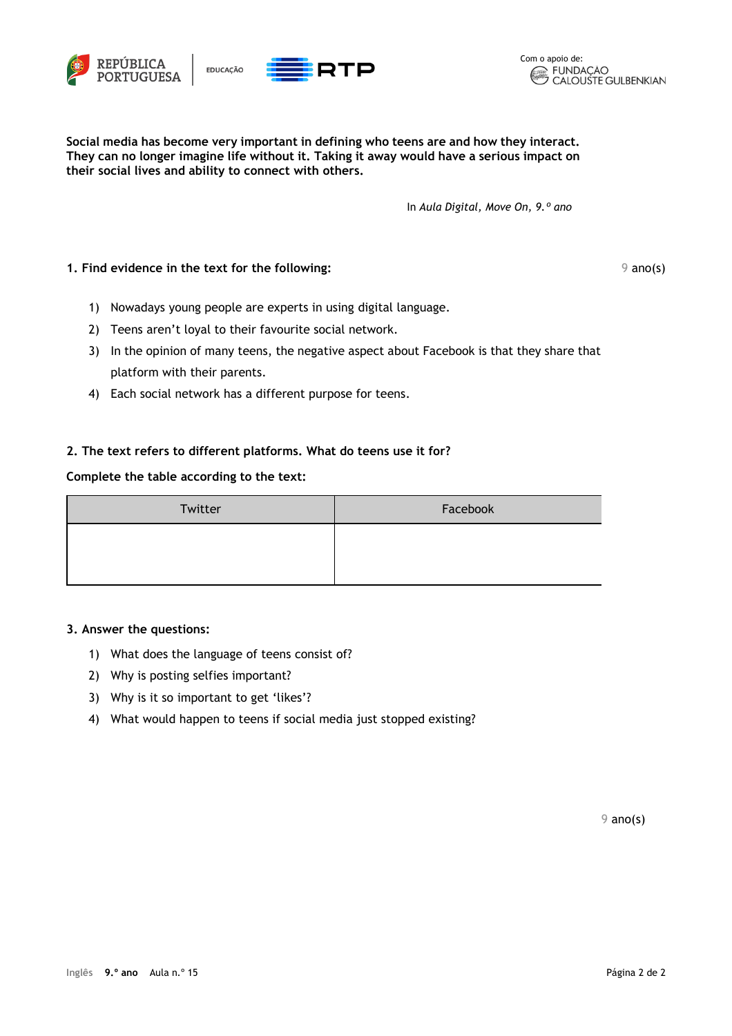**Social media has become very important in defining who teens are and how they interact. They can no longer imagine life without it. Taking it away would have a serious impact on their social lives and ability to connect with others.**

In *Aula Digital, Move On, 9.º ano*

**1. Find evidence in the text for the following:**

9 ano(s)

1) Nowadays young people are experts in using digital language.
2) Teens aren't loyal to their favourite social network.
3) In the opinion of many teens, the negative aspect about Facebook is that they share that platform with their parents.
4) Each social network has a different purpose for teens.

**2. The text refers to different platforms. What do teens use it for?**

**Complete the table according to the text:**

| Twitter | Facebook |
|---|---|
| | |

**3. Answer the questions:**

1) What does the language of teens consist of?
2) Why is posting selfies important?
3) Why is it so important to get 'likes'?
4) What would happen to teens if social media just stopped existing?

9 ano(s)